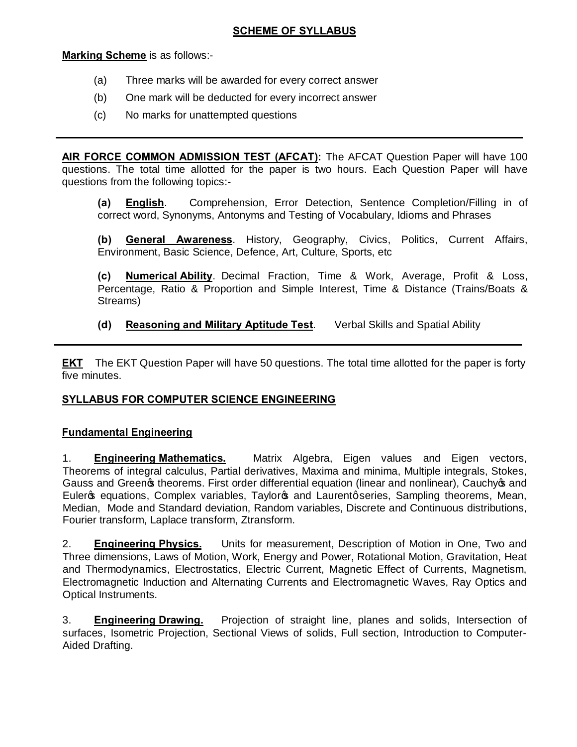## SCHEME OF SYLLABUS

**Marking Scheme** is as follows:-

(a) Three marks will be awarded for every correct answer

(b) One mark will be deducted for every incorrect answer

(c) No marks for unattempted questions

---

**AIR FORCE COMMON ADMISSION TEST (AFCAT):** The AFCAT Question Paper will have 100 questions. The total time allotted for the paper is two hours. Each Question Paper will have questions from the following topics:-

**(a) English**. Comprehension, Error Detection, Sentence Completion/Filling in of correct word, Synonyms, Antonyms and Testing of Vocabulary, Idioms and Phrases

**(b) General Awareness**. History, Geography, Civics, Politics, Current Affairs, Environment, Basic Science, Defence, Art, Culture, Sports, etc

**(c) Numerical Ability**. Decimal Fraction, Time & Work, Average, Profit & Loss, Percentage, Ratio & Proportion and Simple Interest, Time & Distance (Trains/Boats & Streams)

**(d) Reasoning and Military Aptitude Test**. Verbal Skills and Spatial Ability

---

**EKT** The EKT Question Paper will have 50 questions. The total time allotted for the paper is forty five minutes.

## SYLLABUS FOR COMPUTER SCIENCE ENGINEERING

### Fundamental Engineering

1. **Engineering Mathematics.** Matrix Algebra, Eigen values and Eigen vectors, Theorems of integral calculus, Partial derivatives, Maxima and minima, Multiple integrals, Stokes, Gauss and Green's theorems. First order differential equation (linear and nonlinear), Cauchy's and Euler's equations, Complex variables, Taylor's and Laurent's series, Sampling theorems, Mean, Median, Mode and Standard deviation, Random variables, Discrete and Continuous distributions, Fourier transform, Laplace transform, Ztransform.

2. **Engineering Physics.** Units for measurement, Description of Motion in One, Two and Three dimensions, Laws of Motion, Work, Energy and Power, Rotational Motion, Gravitation, Heat and Thermodynamics, Electrostatics, Electric Current, Magnetic Effect of Currents, Magnetism, Electromagnetic Induction and Alternating Currents and Electromagnetic Waves, Ray Optics and Optical Instruments.

3. **Engineering Drawing.** Projection of straight line, planes and solids, Intersection of surfaces, Isometric Projection, Sectional Views of solids, Full section, Introduction to Computer-Aided Drafting.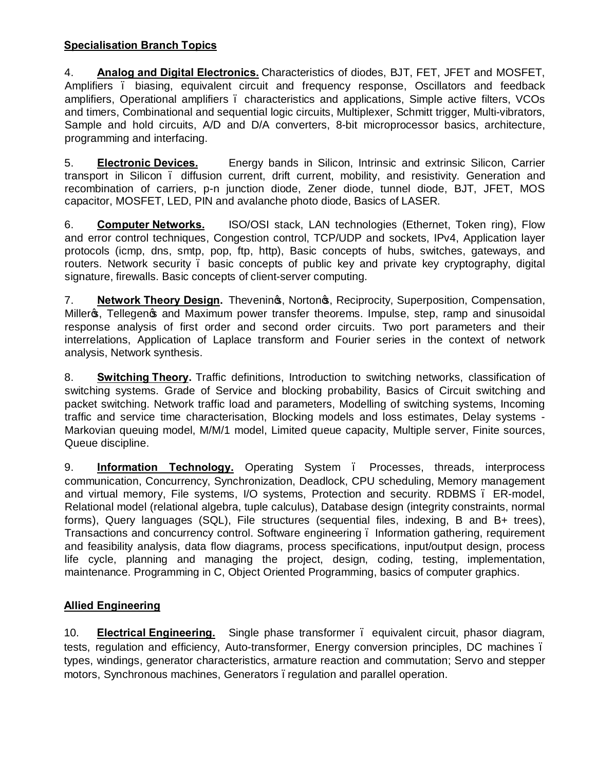**Specialisation Branch Topics**

4. **Analog and Digital Electronics.** Characteristics of diodes, BJT, FET, JFET and MOSFET, Amplifiers – biasing, equivalent circuit and frequency response, Oscillators and feedback amplifiers, Operational amplifiers – characteristics and applications, Simple active filters, VCOs and timers, Combinational and sequential logic circuits, Multiplexer, Schmitt trigger, Multi-vibrators, Sample and hold circuits, A/D and D/A converters, 8-bit microprocessor basics, architecture, programming and interfacing.

5. **Electronic Devices.** Energy bands in Silicon, Intrinsic and extrinsic Silicon, Carrier transport in Silicon – diffusion current, drift current, mobility, and resistivity. Generation and recombination of carriers, p-n junction diode, Zener diode, tunnel diode, BJT, JFET, MOS capacitor, MOSFET, LED, PIN and avalanche photo diode, Basics of LASER.

6. **Computer Networks.** ISO/OSI stack, LAN technologies (Ethernet, Token ring), Flow and error control techniques, Congestion control, TCP/UDP and sockets, IPv4, Application layer protocols (icmp, dns, smtp, pop, ftp, http), Basic concepts of hubs, switches, gateways, and routers. Network security – basic concepts of public key and private key cryptography, digital signature, firewalls. Basic concepts of client-server computing.

7. **Network Theory Design.** Thevenin's, Norton's, Reciprocity, Superposition, Compensation, Miller's, Tellegen's and Maximum power transfer theorems. Impulse, step, ramp and sinusoidal response analysis of first order and second order circuits. Two port parameters and their interrelations, Application of Laplace transform and Fourier series in the context of network analysis, Network synthesis.

8. **Switching Theory.** Traffic definitions, Introduction to switching networks, classification of switching systems. Grade of Service and blocking probability, Basics of Circuit switching and packet switching. Network traffic load and parameters, Modelling of switching systems, Incoming traffic and service time characterisation, Blocking models and loss estimates, Delay systems - Markovian queuing model, M/M/1 model, Limited queue capacity, Multiple server, Finite sources, Queue discipline.

9. **Information Technology.** Operating System – Processes, threads, interprocess communication, Concurrency, Synchronization, Deadlock, CPU scheduling, Memory management and virtual memory, File systems, I/O systems, Protection and security. RDBMS – ER-model, Relational model (relational algebra, tuple calculus), Database design (integrity constraints, normal forms), Query languages (SQL), File structures (sequential files, indexing, B and B+ trees), Transactions and concurrency control. Software engineering – Information gathering, requirement and feasibility analysis, data flow diagrams, process specifications, input/output design, process life cycle, planning and managing the project, design, coding, testing, implementation, maintenance. Programming in C, Object Oriented Programming, basics of computer graphics.

**Allied Engineering**

10. **Electrical Engineering.** Single phase transformer – equivalent circuit, phasor diagram, tests, regulation and efficiency, Auto-transformer, Energy conversion principles, DC machines – types, windings, generator characteristics, armature reaction and commutation; Servo and stepper motors, Synchronous machines, Generators – regulation and parallel operation.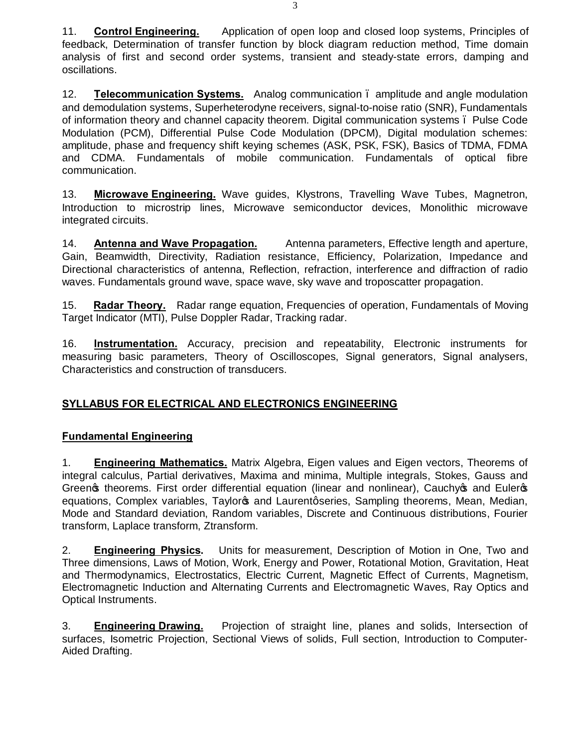11. **Control Engineering.** Application of open loop and closed loop systems, Principles of feedback, Determination of transfer function by block diagram reduction method, Time domain analysis of first and second order systems, transient and steady-state errors, damping and oscillations.

12. **Telecommunication Systems.** Analog communication – amplitude and angle modulation and demodulation systems, Superheterodyne receivers, signal-to-noise ratio (SNR), Fundamentals of information theory and channel capacity theorem. Digital communication systems – Pulse Code Modulation (PCM), Differential Pulse Code Modulation (DPCM), Digital modulation schemes: amplitude, phase and frequency shift keying schemes (ASK, PSK, FSK), Basics of TDMA, FDMA and CDMA. Fundamentals of mobile communication. Fundamentals of optical fibre communication.

13. **Microwave Engineering.** Wave guides, Klystrons, Travelling Wave Tubes, Magnetron, Introduction to microstrip lines, Microwave semiconductor devices, Monolithic microwave integrated circuits.

14. **Antenna and Wave Propagation.** Antenna parameters, Effective length and aperture, Gain, Beamwidth, Directivity, Radiation resistance, Efficiency, Polarization, Impedance and Directional characteristics of antenna, Reflection, refraction, interference and diffraction of radio waves. Fundamentals ground wave, space wave, sky wave and troposcatter propagation.

15. **Radar Theory.** Radar range equation, Frequencies of operation, Fundamentals of Moving Target Indicator (MTI), Pulse Doppler Radar, Tracking radar.

16. **Instrumentation.** Accuracy, precision and repeatability, Electronic instruments for measuring basic parameters, Theory of Oscilloscopes, Signal generators, Signal analysers, Characteristics and construction of transducers.

## SYLLABUS FOR ELECTRICAL AND ELECTRONICS ENGINEERING

### Fundamental Engineering

1. **Engineering Mathematics.** Matrix Algebra, Eigen values and Eigen vectors, Theorems of integral calculus, Partial derivatives, Maxima and minima, Multiple integrals, Stokes, Gauss and Green's theorems. First order differential equation (linear and nonlinear), Cauchy's and Euler's equations, Complex variables, Taylor's and Laurent's series, Sampling theorems, Mean, Median, Mode and Standard deviation, Random variables, Discrete and Continuous distributions, Fourier transform, Laplace transform, Ztransform.

2. **Engineering Physics.** Units for measurement, Description of Motion in One, Two and Three dimensions, Laws of Motion, Work, Energy and Power, Rotational Motion, Gravitation, Heat and Thermodynamics, Electrostatics, Electric Current, Magnetic Effect of Currents, Magnetism, Electromagnetic Induction and Alternating Currents and Electromagnetic Waves, Ray Optics and Optical Instruments.

3. **Engineering Drawing.** Projection of straight line, planes and solids, Intersection of surfaces, Isometric Projection, Sectional Views of solids, Full section, Introduction to Computer-Aided Drafting.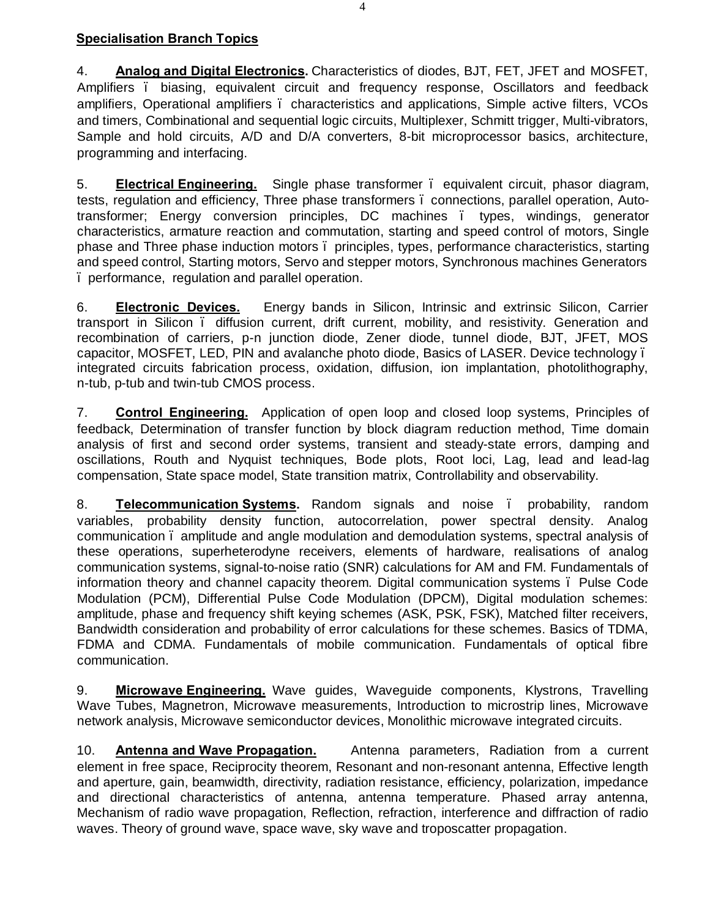**Specialisation Branch Topics**

4. **Analog and Digital Electronics.** Characteristics of diodes, BJT, FET, JFET and MOSFET, Amplifiers – biasing, equivalent circuit and frequency response, Oscillators and feedback amplifiers, Operational amplifiers – characteristics and applications, Simple active filters, VCOs and timers, Combinational and sequential logic circuits, Multiplexer, Schmitt trigger, Multi-vibrators, Sample and hold circuits, A/D and D/A converters, 8-bit microprocessor basics, architecture, programming and interfacing.

5. **Electrical Engineering.** Single phase transformer – equivalent circuit, phasor diagram, tests, regulation and efficiency, Three phase transformers – connections, parallel operation, Auto-transformer; Energy conversion principles, DC machines – types, windings, generator characteristics, armature reaction and commutation, starting and speed control of motors, Single phase and Three phase induction motors – principles, types, performance characteristics, starting and speed control, Starting motors, Servo and stepper motors, Synchronous machines Generators – performance, regulation and parallel operation.

6. **Electronic Devices.** Energy bands in Silicon, Intrinsic and extrinsic Silicon, Carrier transport in Silicon – diffusion current, drift current, mobility, and resistivity. Generation and recombination of carriers, p-n junction diode, Zener diode, tunnel diode, BJT, JFET, MOS capacitor, MOSFET, LED, PIN and avalanche photo diode, Basics of LASER. Device technology – integrated circuits fabrication process, oxidation, diffusion, ion implantation, photolithography, n-tub, p-tub and twin-tub CMOS process.

7. **Control Engineering.** Application of open loop and closed loop systems, Principles of feedback, Determination of transfer function by block diagram reduction method, Time domain analysis of first and second order systems, transient and steady-state errors, damping and oscillations, Routh and Nyquist techniques, Bode plots, Root loci, Lag, lead and lead-lag compensation, State space model, State transition matrix, Controllability and observability.

8. **Telecommunication Systems.** Random signals and noise – probability, random variables, probability density function, autocorrelation, power spectral density. Analog communication – amplitude and angle modulation and demodulation systems, spectral analysis of these operations, superheterodyne receivers, elements of hardware, realisations of analog communication systems, signal-to-noise ratio (SNR) calculations for AM and FM. Fundamentals of information theory and channel capacity theorem. Digital communication systems – Pulse Code Modulation (PCM), Differential Pulse Code Modulation (DPCM), Digital modulation schemes: amplitude, phase and frequency shift keying schemes (ASK, PSK, FSK), Matched filter receivers, Bandwidth consideration and probability of error calculations for these schemes. Basics of TDMA, FDMA and CDMA. Fundamentals of mobile communication. Fundamentals of optical fibre communication.

9. **Microwave Engineering.** Wave guides, Waveguide components, Klystrons, Travelling Wave Tubes, Magnetron, Microwave measurements, Introduction to microstrip lines, Microwave network analysis, Microwave semiconductor devices, Monolithic microwave integrated circuits.

10. **Antenna and Wave Propagation.** Antenna parameters, Radiation from a current element in free space, Reciprocity theorem, Resonant and non-resonant antenna, Effective length and aperture, gain, beamwidth, directivity, radiation resistance, efficiency, polarization, impedance and directional characteristics of antenna, antenna temperature. Phased array antenna, Mechanism of radio wave propagation, Reflection, refraction, interference and diffraction of radio waves. Theory of ground wave, space wave, sky wave and troposcatter propagation.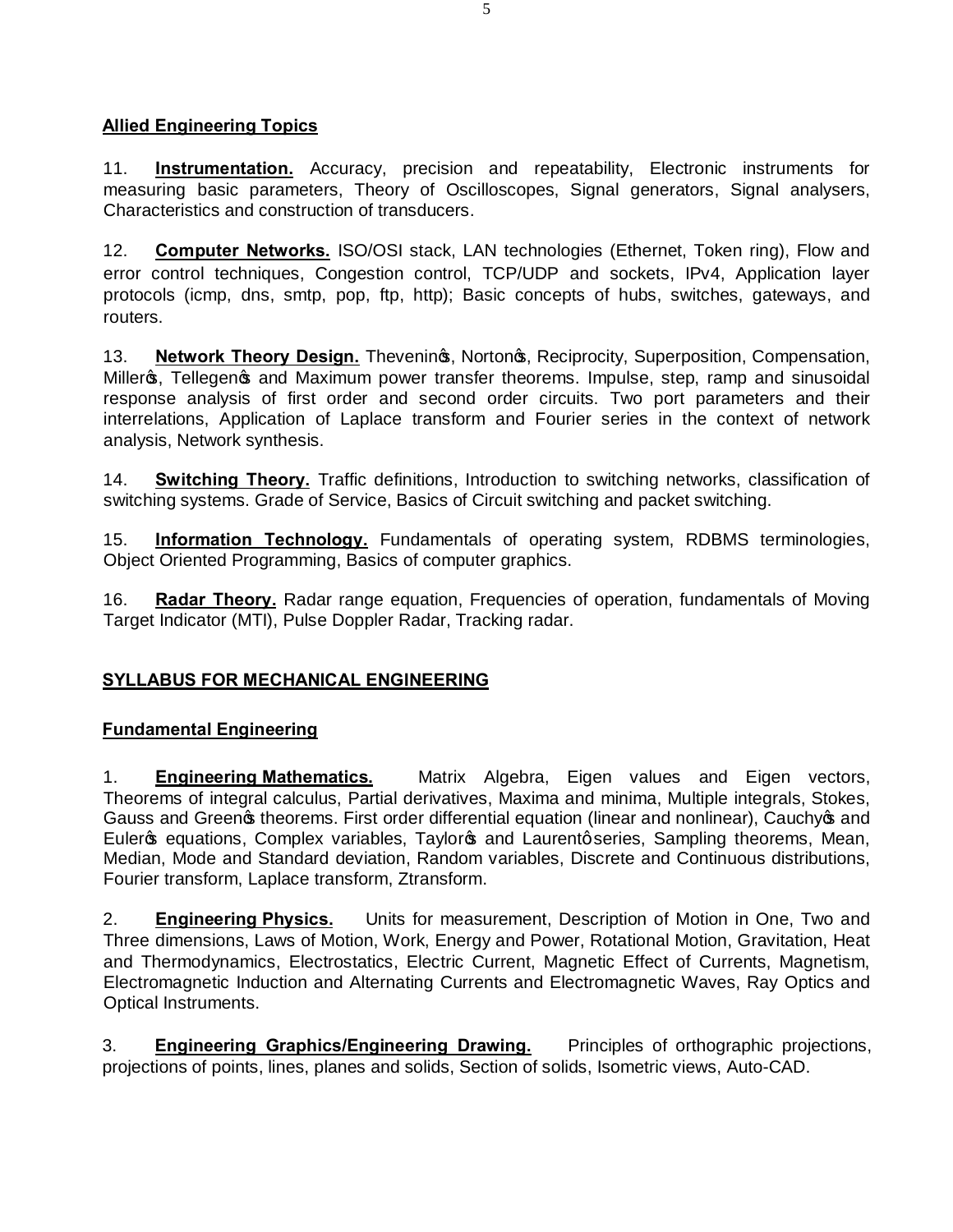**Allied Engineering Topics**

11. **Instrumentation.** Accuracy, precision and repeatability, Electronic instruments for measuring basic parameters, Theory of Oscilloscopes, Signal generators, Signal analysers, Characteristics and construction of transducers.

12. **Computer Networks.** ISO/OSI stack, LAN technologies (Ethernet, Token ring), Flow and error control techniques, Congestion control, TCP/UDP and sockets, IPv4, Application layer protocols (icmp, dns, smtp, pop, ftp, http); Basic concepts of hubs, switches, gateways, and routers.

13. **Network Theory Design.** Thevenin's, Norton's, Reciprocity, Superposition, Compensation, Miller's, Tellegen's and Maximum power transfer theorems. Impulse, step, ramp and sinusoidal response analysis of first order and second order circuits. Two port parameters and their interrelations, Application of Laplace transform and Fourier series in the context of network analysis, Network synthesis.

14. **Switching Theory.** Traffic definitions, Introduction to switching networks, classification of switching systems. Grade of Service, Basics of Circuit switching and packet switching.

15. **Information Technology.** Fundamentals of operating system, RDBMS terminologies, Object Oriented Programming, Basics of computer graphics.

16. **Radar Theory.** Radar range equation, Frequencies of operation, fundamentals of Moving Target Indicator (MTI), Pulse Doppler Radar, Tracking radar.

## SYLLABUS FOR MECHANICAL ENGINEERING

**Fundamental Engineering**

1. **Engineering Mathematics.** Matrix Algebra, Eigen values and Eigen vectors, Theorems of integral calculus, Partial derivatives, Maxima and minima, Multiple integrals, Stokes, Gauss and Green's theorems. First order differential equation (linear and nonlinear), Cauchy's and Euler's equations, Complex variables, Taylor's and Laurent' series, Sampling theorems, Mean, Median, Mode and Standard deviation, Random variables, Discrete and Continuous distributions, Fourier transform, Laplace transform, Ztransform.

2. **Engineering Physics.** Units for measurement, Description of Motion in One, Two and Three dimensions, Laws of Motion, Work, Energy and Power, Rotational Motion, Gravitation, Heat and Thermodynamics, Electrostatics, Electric Current, Magnetic Effect of Currents, Magnetism, Electromagnetic Induction and Alternating Currents and Electromagnetic Waves, Ray Optics and Optical Instruments.

3. **Engineering Graphics/Engineering Drawing.** Principles of orthographic projections, projections of points, lines, planes and solids, Section of solids, Isometric views, Auto-CAD.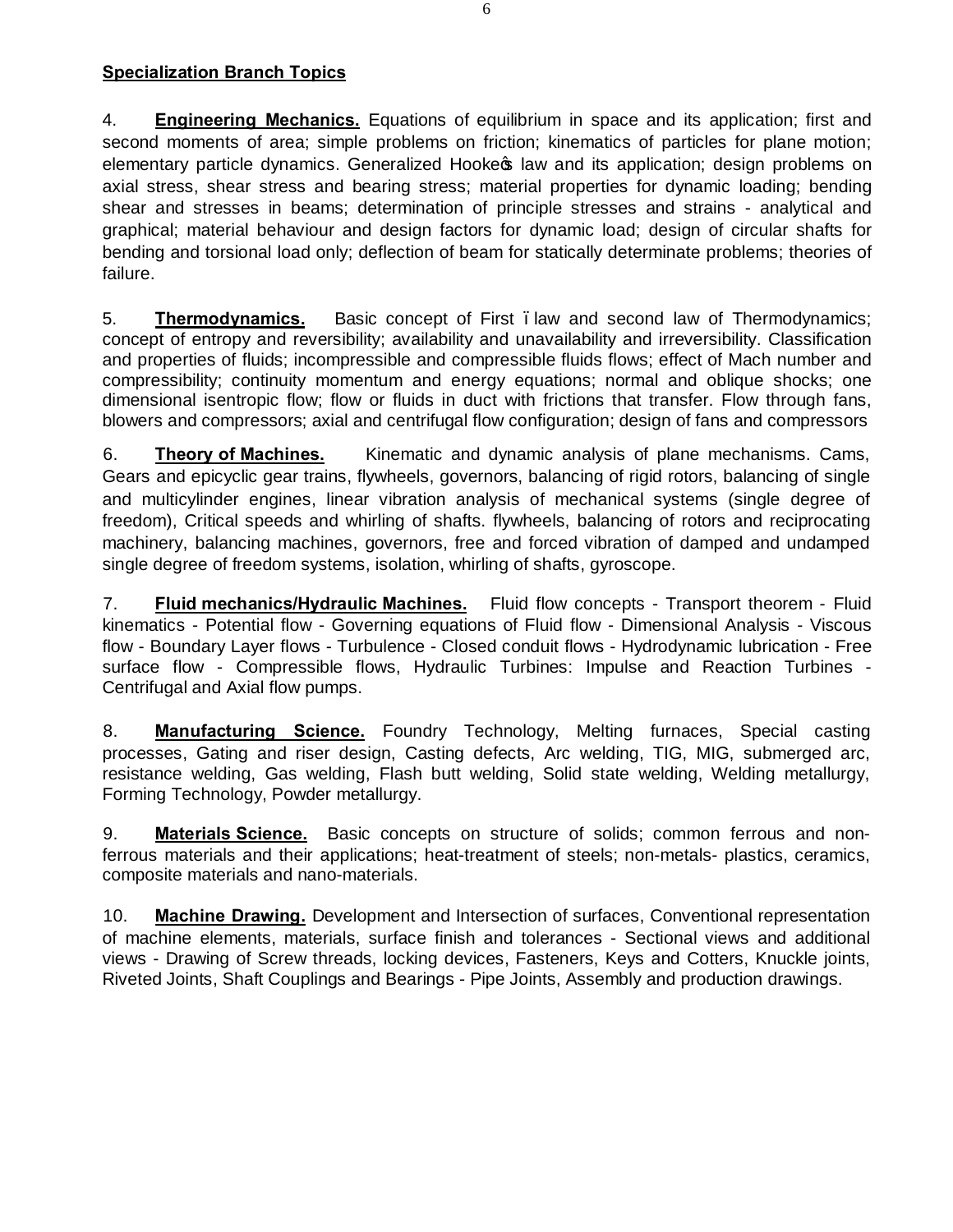**Specialization Branch Topics**

4. **Engineering Mechanics.** Equations of equilibrium in space and its application; first and second moments of area; simple problems on friction; kinematics of particles for plane motion; elementary particle dynamics. Generalized Hooke's law and its application; design problems on axial stress, shear stress and bearing stress; material properties for dynamic loading; bending shear and stresses in beams; determination of principle stresses and strains - analytical and graphical; material behaviour and design factors for dynamic load; design of circular shafts for bending and torsional load only; deflection of beam for statically determinate problems; theories of failure.

5. **Thermodynamics.** Basic concept of First – law and second law of Thermodynamics; concept of entropy and reversibility; availability and unavailability and irreversibility. Classification and properties of fluids; incompressible and compressible fluids flows; effect of Mach number and compressibility; continuity momentum and energy equations; normal and oblique shocks; one dimensional isentropic flow; flow or fluids in duct with frictions that transfer. Flow through fans, blowers and compressors; axial and centrifugal flow configuration; design of fans and compressors

6. **Theory of Machines.** Kinematic and dynamic analysis of plane mechanisms. Cams, Gears and epicyclic gear trains, flywheels, governors, balancing of rigid rotors, balancing of single and multicylinder engines, linear vibration analysis of mechanical systems (single degree of freedom), Critical speeds and whirling of shafts. flywheels, balancing of rotors and reciprocating machinery, balancing machines, governors, free and forced vibration of damped and undamped single degree of freedom systems, isolation, whirling of shafts, gyroscope.

7. **Fluid mechanics/Hydraulic Machines.** Fluid flow concepts - Transport theorem - Fluid kinematics - Potential flow - Governing equations of Fluid flow - Dimensional Analysis - Viscous flow - Boundary Layer flows - Turbulence - Closed conduit flows - Hydrodynamic lubrication - Free surface flow - Compressible flows, Hydraulic Turbines: Impulse and Reaction Turbines - Centrifugal and Axial flow pumps.

8. **Manufacturing Science.** Foundry Technology, Melting furnaces, Special casting processes, Gating and riser design, Casting defects, Arc welding, TIG, MIG, submerged arc, resistance welding, Gas welding, Flash butt welding, Solid state welding, Welding metallurgy, Forming Technology, Powder metallurgy.

9. **Materials Science.** Basic concepts on structure of solids; common ferrous and non-ferrous materials and their applications; heat-treatment of steels; non-metals- plastics, ceramics, composite materials and nano-materials.

10. **Machine Drawing.** Development and Intersection of surfaces, Conventional representation of machine elements, materials, surface finish and tolerances - Sectional views and additional views - Drawing of Screw threads, locking devices, Fasteners, Keys and Cotters, Knuckle joints, Riveted Joints, Shaft Couplings and Bearings - Pipe Joints, Assembly and production drawings.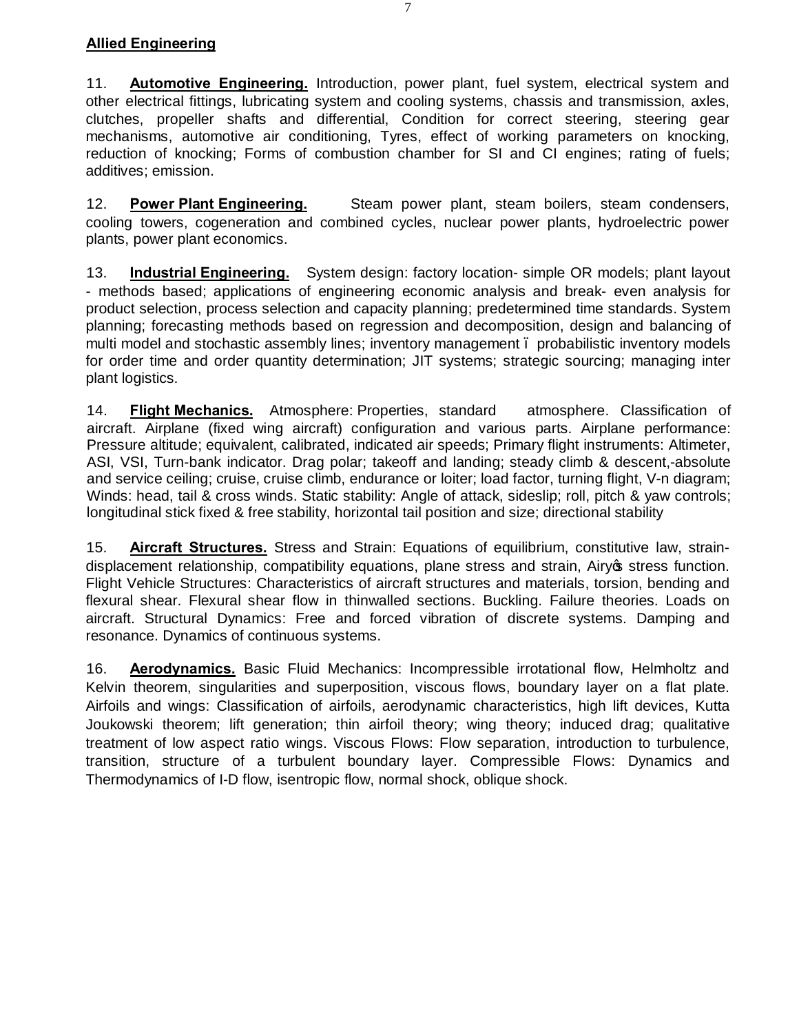**Allied Engineering**

11. **Automotive Engineering.** Introduction, power plant, fuel system, electrical system and other electrical fittings, lubricating system and cooling systems, chassis and transmission, axles, clutches, propeller shafts and differential, Condition for correct steering, steering gear mechanisms, automotive air conditioning, Tyres, effect of working parameters on knocking, reduction of knocking; Forms of combustion chamber for SI and CI engines; rating of fuels; additives; emission.

12. **Power Plant Engineering.** Steam power plant, steam boilers, steam condensers, cooling towers, cogeneration and combined cycles, nuclear power plants, hydroelectric power plants, power plant economics.

13. **Industrial Engineering.** System design: factory location- simple OR models; plant layout - methods based; applications of engineering economic analysis and break- even analysis for product selection, process selection and capacity planning; predetermined time standards. System planning; forecasting methods based on regression and decomposition, design and balancing of multi model and stochastic assembly lines; inventory management – probabilistic inventory models for order time and order quantity determination; JIT systems; strategic sourcing; managing inter plant logistics.

14. **Flight Mechanics.** Atmosphere: Properties, standard atmosphere. Classification of aircraft. Airplane (fixed wing aircraft) configuration and various parts. Airplane performance: Pressure altitude; equivalent, calibrated, indicated air speeds; Primary flight instruments: Altimeter, ASI, VSI, Turn-bank indicator. Drag polar; takeoff and landing; steady climb & descent,-absolute and service ceiling; cruise, cruise climb, endurance or loiter; load factor, turning flight, V-n diagram; Winds: head, tail & cross winds. Static stability: Angle of attack, sideslip; roll, pitch & yaw controls; longitudinal stick fixed & free stability, horizontal tail position and size; directional stability

15. **Aircraft Structures.** Stress and Strain: Equations of equilibrium, constitutive law, strain-displacement relationship, compatibility equations, plane stress and strain, Airy's stress function. Flight Vehicle Structures: Characteristics of aircraft structures and materials, torsion, bending and flexural shear. Flexural shear flow in thinwalled sections. Buckling. Failure theories. Loads on aircraft. Structural Dynamics: Free and forced vibration of discrete systems. Damping and resonance. Dynamics of continuous systems.

16. **Aerodynamics.** Basic Fluid Mechanics: Incompressible irrotational flow, Helmholtz and Kelvin theorem, singularities and superposition, viscous flows, boundary layer on a flat plate. Airfoils and wings: Classification of airfoils, aerodynamic characteristics, high lift devices, Kutta Joukowski theorem; lift generation; thin airfoil theory; wing theory; induced drag; qualitative treatment of low aspect ratio wings. Viscous Flows: Flow separation, introduction to turbulence, transition, structure of a turbulent boundary layer. Compressible Flows: Dynamics and Thermodynamics of I-D flow, isentropic flow, normal shock, oblique shock.